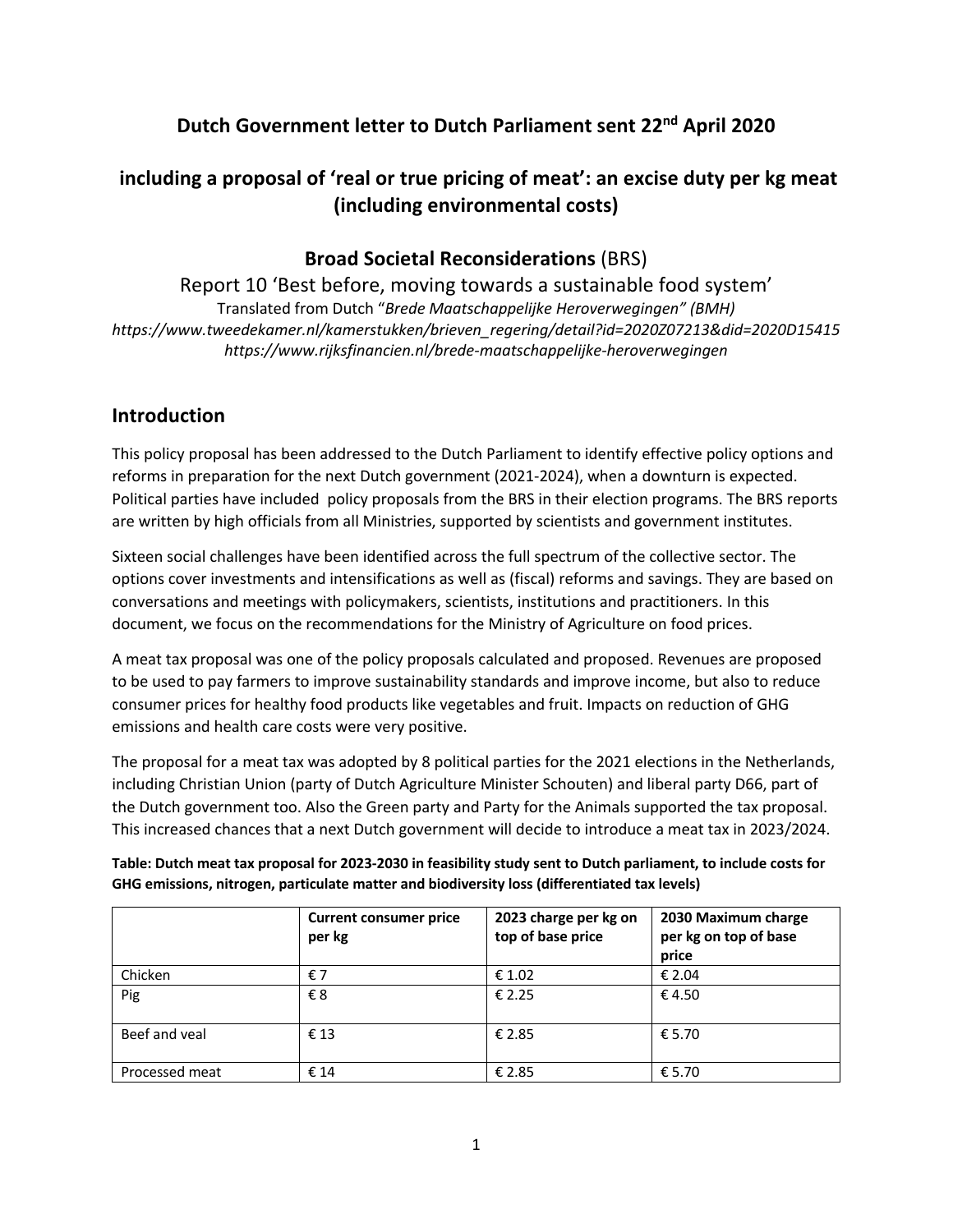# Dutch Government letter to Dutch Parliament sent 22nd April 2020

## including a proposal of 'real or true pricing of meat': an excise duty per kg meat (including environmental costs)

### Broad Societal Reconsiderations (BRS)

Report 10 'Best before, moving towards a sustainable food system'

Translated from Dutch "*Brede Maatschappelijke Heroverwegingen" (BMH)*

*https://www.tweedekamer.nl/kamerstukken/brieven_regering/detail?id=2020Z07213&did=2020D15415*

*https://www.rijksfinancien.nl/brede-maatschappelijke-heroverwegingen*

## Introduction

This policy proposal has been addressed to the Dutch Parliament to identify effective policy options and reforms in preparation for the next Dutch government (2021-2024), when a downturn is expected. Political parties have included policy proposals from the BRS in their election programs. The BRS reports are written by high officials from all Ministries, supported by scientists and government institutes.

Sixteen social challenges have been identified across the full spectrum of the collective sector. The options cover investments and intensifications as well as (fiscal) reforms and savings. They are based on conversations and meetings with policymakers, scientists, institutions and practitioners. In this document, we focus on the recommendations for the Ministry of Agriculture on food prices.

A meat tax proposal was one of the policy proposals calculated and proposed. Revenues are proposed to be used to pay farmers to improve sustainability standards and improve income, but also to reduce consumer prices for healthy food products like vegetables and fruit. Impacts on reduction of GHG emissions and health care costs were very positive.

The proposal for a meat tax was adopted by 8 political parties for the 2021 elections in the Netherlands, including Christian Union (party of Dutch Agriculture Minister Schouten) and liberal party D66, part of the Dutch government too. Also the Green party and Party for the Animals supported the tax proposal. This increased chances that a next Dutch government will decide to introduce a meat tax in 2023/2024.

**Table: Dutch meat tax proposal for 2023-2030 in feasibility study sent to Dutch parliament, to include costs for GHG emissions, nitrogen, particulate matter and biodiversity loss (differentiated tax levels)**

| | Current consumer price per kg | 2023 charge per kg on top of base price | 2030 Maximum charge per kg on top of base price |
|---|---|---|---|
| Chicken | € 7 | € 1.02 | € 2.04 |
| Pig | € 8 | € 2.25 | € 4.50 |
| Beef and veal | € 13 | € 2.85 | € 5.70 |
| Processed meat | € 14 | € 2.85 | € 5.70 |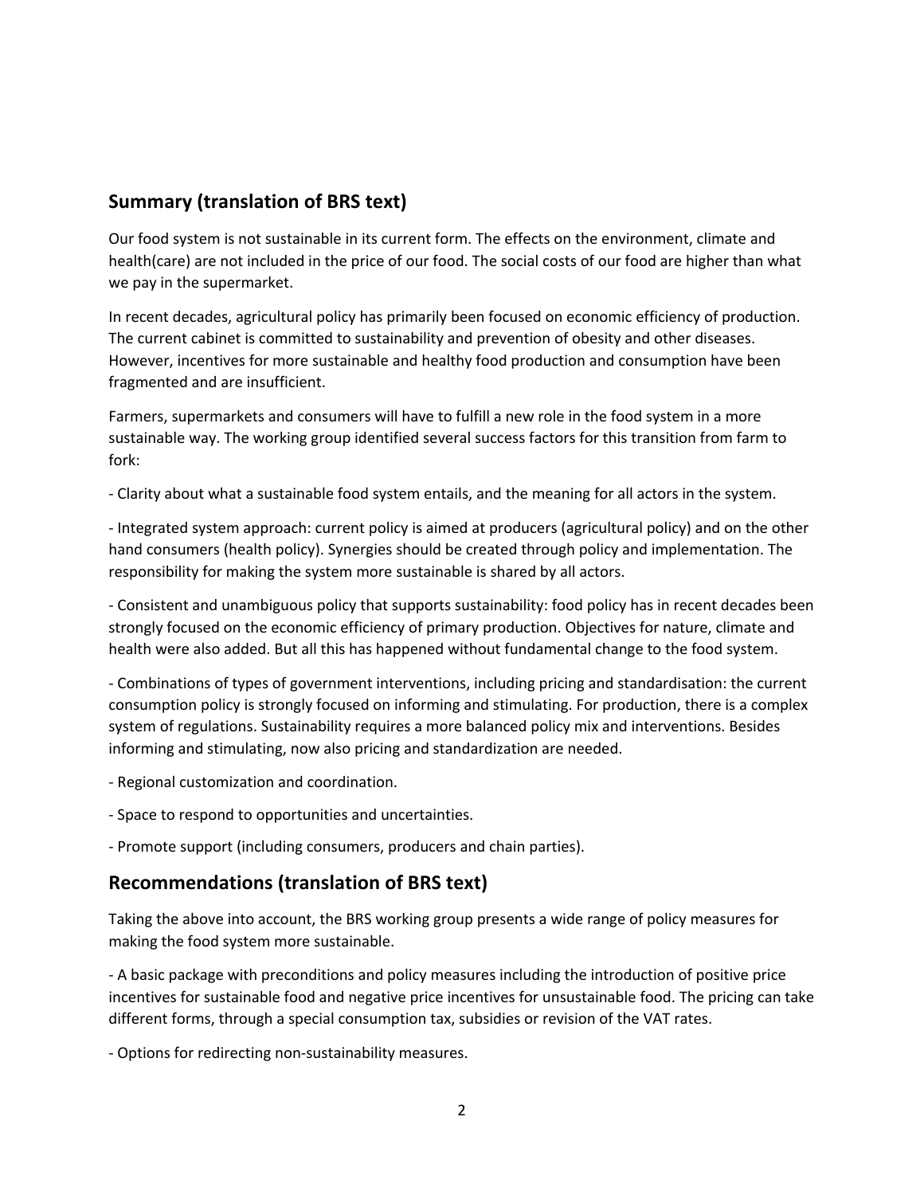## Summary (translation of BRS text)

Our food system is not sustainable in its current form. The effects on the environment, climate and health(care) are not included in the price of our food. The social costs of our food are higher than what we pay in the supermarket.

In recent decades, agricultural policy has primarily been focused on economic efficiency of production. The current cabinet is committed to sustainability and prevention of obesity and other diseases. However, incentives for more sustainable and healthy food production and consumption have been fragmented and are insufficient.

Farmers, supermarkets and consumers will have to fulfill a new role in the food system in a more sustainable way. The working group identified several success factors for this transition from farm to fork:

- Clarity about what a sustainable food system entails, and the meaning for all actors in the system.

- Integrated system approach: current policy is aimed at producers (agricultural policy) and on the other hand consumers (health policy). Synergies should be created through policy and implementation. The responsibility for making the system more sustainable is shared by all actors.

- Consistent and unambiguous policy that supports sustainability: food policy has in recent decades been strongly focused on the economic efficiency of primary production. Objectives for nature, climate and health were also added. But all this has happened without fundamental change to the food system.

- Combinations of types of government interventions, including pricing and standardisation: the current consumption policy is strongly focused on informing and stimulating. For production, there is a complex system of regulations. Sustainability requires a more balanced policy mix and interventions. Besides informing and stimulating, now also pricing and standardization are needed.

- Regional customization and coordination.

- Space to respond to opportunities and uncertainties.

- Promote support (including consumers, producers and chain parties).

## Recommendations (translation of BRS text)

Taking the above into account, the BRS working group presents a wide range of policy measures for making the food system more sustainable.

- A basic package with preconditions and policy measures including the introduction of positive price incentives for sustainable food and negative price incentives for unsustainable food. The pricing can take different forms, through a special consumption tax, subsidies or revision of the VAT rates.

- Options for redirecting non-sustainability measures.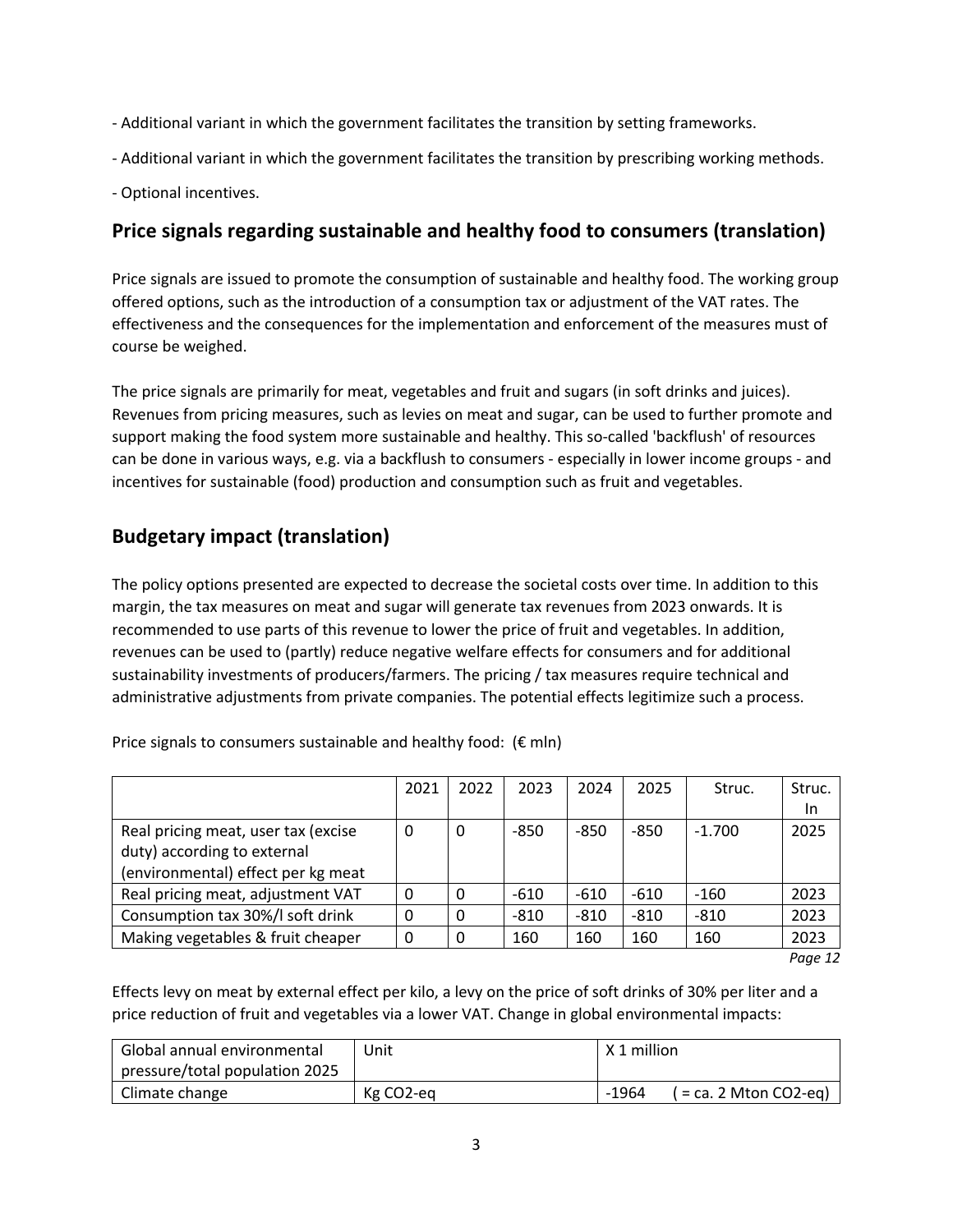- Additional variant in which the government facilitates the transition by setting frameworks.

- Additional variant in which the government facilitates the transition by prescribing working methods.

- Optional incentives.

## Price signals regarding sustainable and healthy food to consumers (translation)

Price signals are issued to promote the consumption of sustainable and healthy food. The working group offered options, such as the introduction of a consumption tax or adjustment of the VAT rates. The effectiveness and the consequences for the implementation and enforcement of the measures must of course be weighed.

The price signals are primarily for meat, vegetables and fruit and sugars (in soft drinks and juices). Revenues from pricing measures, such as levies on meat and sugar, can be used to further promote and support making the food system more sustainable and healthy. This so-called 'backflush' of resources can be done in various ways, e.g. via a backflush to consumers - especially in lower income groups - and incentives for sustainable (food) production and consumption such as fruit and vegetables.

## Budgetary impact (translation)

The policy options presented are expected to decrease the societal costs over time. In addition to this margin, the tax measures on meat and sugar will generate tax revenues from 2023 onwards. It is recommended to use parts of this revenue to lower the price of fruit and vegetables. In addition, revenues can be used to (partly) reduce negative welfare effects for consumers and for additional sustainability investments of producers/farmers. The pricing / tax measures require technical and administrative adjustments from private companies. The potential effects legitimize such a process.

Price signals to consumers sustainable and healthy food: (€ mln)

| | 2021 | 2022 | 2023 | 2024 | 2025 | Struc. | Struc. In |
|---|---|---|---|---|---|---|---|
| Real pricing meat, user tax (excise duty) according to external (environmental) effect per kg meat | 0 | 0 | -850 | -850 | -850 | -1.700 | 2025 |
| Real pricing meat, adjustment VAT | 0 | 0 | -610 | -610 | -610 | -160 | 2023 |
| Consumption tax 30%/l soft drink | 0 | 0 | -810 | -810 | -810 | -810 | 2023 |
| Making vegetables & fruit cheaper | 0 | 0 | 160 | 160 | 160 | 160 | 2023 |

*Page 12*

Effects levy on meat by external effect per kilo, a levy on the price of soft drinks of 30% per liter and a price reduction of fruit and vegetables via a lower VAT. Change in global environmental impacts:

| Global annual environmental pressure/total population 2025 | Unit | X 1 million |
|---|---|---|
| Climate change | Kg CO2-eq | -1964 ( = ca. 2 Mton CO2-eq) |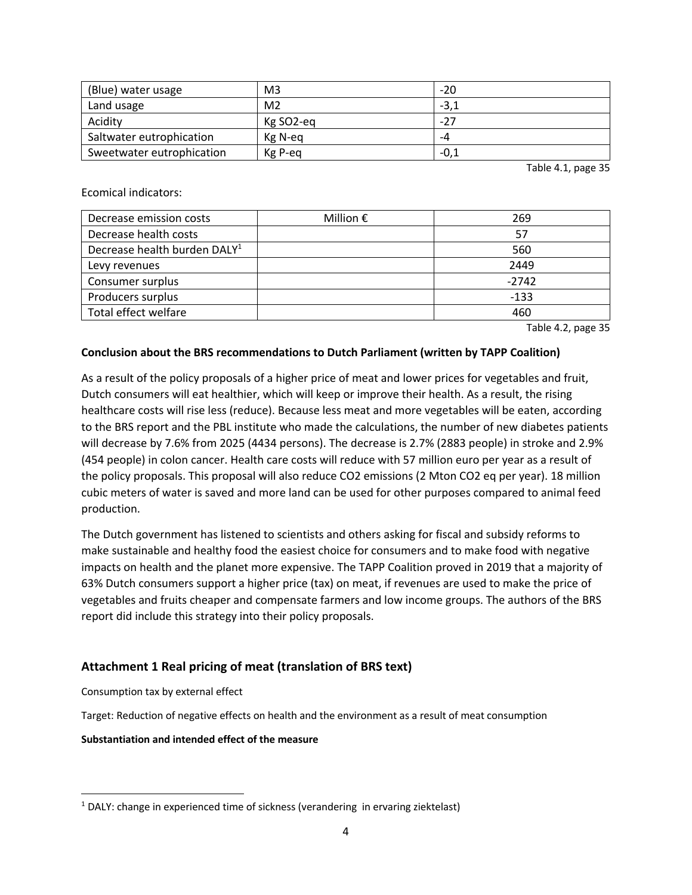| (Blue) water usage | M3 | -20 |
| --- | --- | --- |
| Land usage | M2 | -3,1 |
| Acidity | Kg SO2-eq | -27 |
| Saltwater eutrophication | Kg N-eq | -4 |
| Sweetwater eutrophication | Kg P-eq | -0,1 |

Table 4.1, page 35

Ecomical indicators:

| Decrease emission costs | Million € | 269 |
| --- | --- | --- |
| Decrease health costs | | 57 |
| Decrease health burden DALY[1] | | 560 |
| Levy revenues | | 2449 |
| Consumer surplus | | -2742 |
| Producers surplus | | -133 |
| Total effect welfare | | 460 |

Table 4.2, page 35

**Conclusion about the BRS recommendations to Dutch Parliament (written by TAPP Coalition)**

As a result of the policy proposals of a higher price of meat and lower prices for vegetables and fruit, Dutch consumers will eat healthier, which will keep or improve their health. As a result, the rising healthcare costs will rise less (reduce). Because less meat and more vegetables will be eaten, according to the BRS report and the PBL institute who made the calculations, the number of new diabetes patients will decrease by 7.6% from 2025 (4434 persons). The decrease is 2.7% (2883 people) in stroke and 2.9% (454 people) in colon cancer. Health care costs will reduce with 57 million euro per year as a result of the policy proposals. This proposal will also reduce CO2 emissions (2 Mton CO2 eq per year). 18 million cubic meters of water is saved and more land can be used for other purposes compared to animal feed production.

The Dutch government has listened to scientists and others asking for fiscal and subsidy reforms to make sustainable and healthy food the easiest choice for consumers and to make food with negative impacts on health and the planet more expensive. The TAPP Coalition proved in 2019 that a majority of 63% Dutch consumers support a higher price (tax) on meat, if revenues are used to make the price of vegetables and fruits cheaper and compensate farmers and low income groups. The authors of the BRS report did include this strategy into their policy proposals.

## Attachment 1 Real pricing of meat (translation of BRS text)

Consumption tax by external effect

Target: Reduction of negative effects on health and the environment as a result of meat consumption

**Substantiation and intended effect of the measure**

[1] DALY: change in experienced time of sickness (verandering in ervaring ziektelast)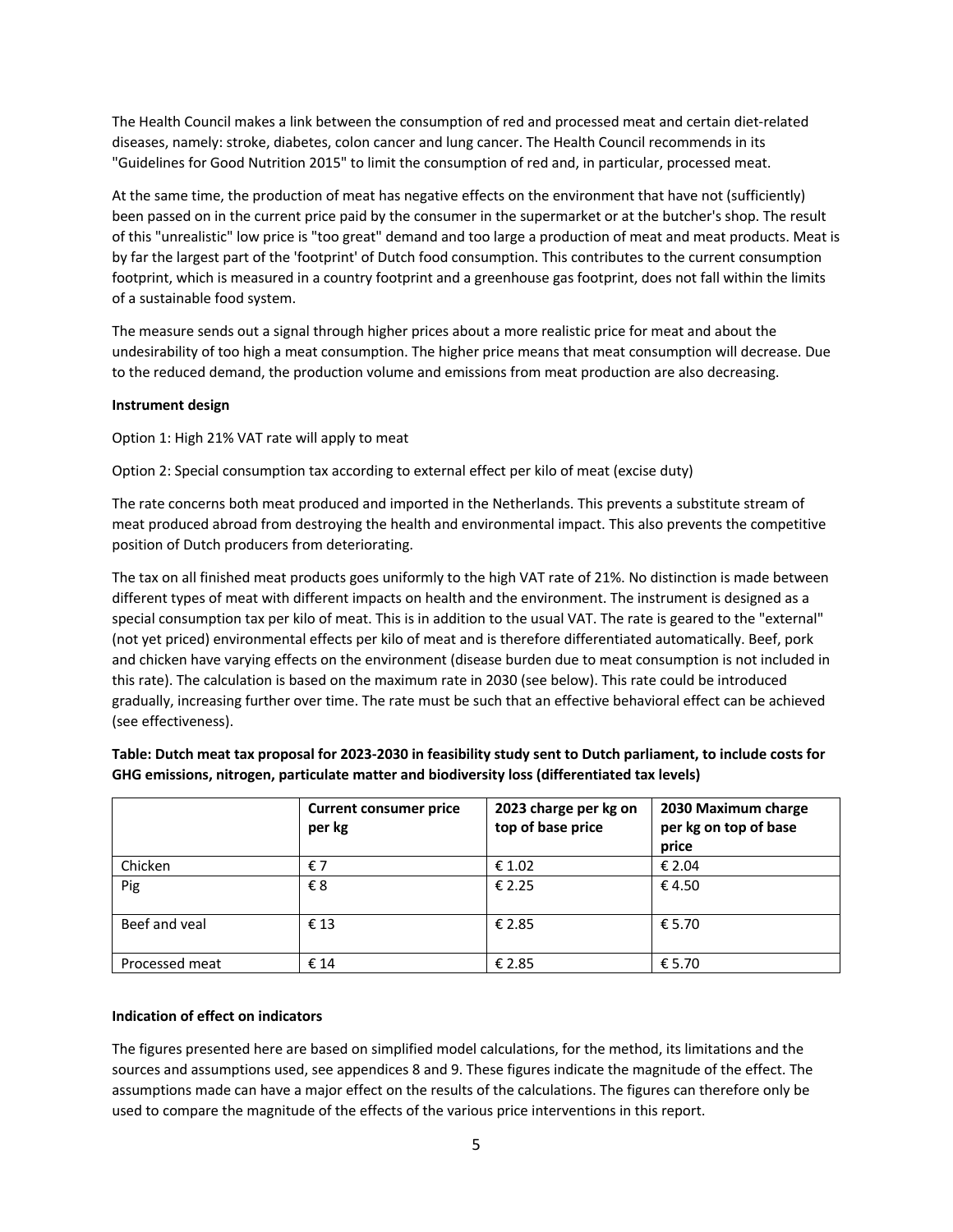The Health Council makes a link between the consumption of red and processed meat and certain diet-related diseases, namely: stroke, diabetes, colon cancer and lung cancer. The Health Council recommends in its "Guidelines for Good Nutrition 2015" to limit the consumption of red and, in particular, processed meat.

At the same time, the production of meat has negative effects on the environment that have not (sufficiently) been passed on in the current price paid by the consumer in the supermarket or at the butcher's shop. The result of this "unrealistic" low price is "too great" demand and too large a production of meat and meat products. Meat is by far the largest part of the 'footprint' of Dutch food consumption. This contributes to the current consumption footprint, which is measured in a country footprint and a greenhouse gas footprint, does not fall within the limits of a sustainable food system.

The measure sends out a signal through higher prices about a more realistic price for meat and about the undesirability of too high a meat consumption. The higher price means that meat consumption will decrease. Due to the reduced demand, the production volume and emissions from meat production are also decreasing.

**Instrument design**

Option 1: High 21% VAT rate will apply to meat

Option 2: Special consumption tax according to external effect per kilo of meat (excise duty)

The rate concerns both meat produced and imported in the Netherlands. This prevents a substitute stream of meat produced abroad from destroying the health and environmental impact. This also prevents the competitive position of Dutch producers from deteriorating.

The tax on all finished meat products goes uniformly to the high VAT rate of 21%. No distinction is made between different types of meat with different impacts on health and the environment. The instrument is designed as a special consumption tax per kilo of meat. This is in addition to the usual VAT. The rate is geared to the "external" (not yet priced) environmental effects per kilo of meat and is therefore differentiated automatically. Beef, pork and chicken have varying effects on the environment (disease burden due to meat consumption is not included in this rate). The calculation is based on the maximum rate in 2030 (see below). This rate could be introduced gradually, increasing further over time. The rate must be such that an effective behavioral effect can be achieved (see effectiveness).

**Table: Dutch meat tax proposal for 2023-2030 in feasibility study sent to Dutch parliament, to include costs for GHG emissions, nitrogen, particulate matter and biodiversity loss (differentiated tax levels)**

| | Current consumer price per kg | 2023 charge per kg on top of base price | 2030 Maximum charge per kg on top of base price |
|---|---|---|---|
| Chicken | € 7 | € 1.02 | € 2.04 |
| Pig | € 8 | € 2.25 | € 4.50 |
| Beef and veal | € 13 | € 2.85 | € 5.70 |
| Processed meat | € 14 | € 2.85 | € 5.70 |

**Indication of effect on indicators**

The figures presented here are based on simplified model calculations, for the method, its limitations and the sources and assumptions used, see appendices 8 and 9. These figures indicate the magnitude of the effect. The assumptions made can have a major effect on the results of the calculations. The figures can therefore only be used to compare the magnitude of the effects of the various price interventions in this report.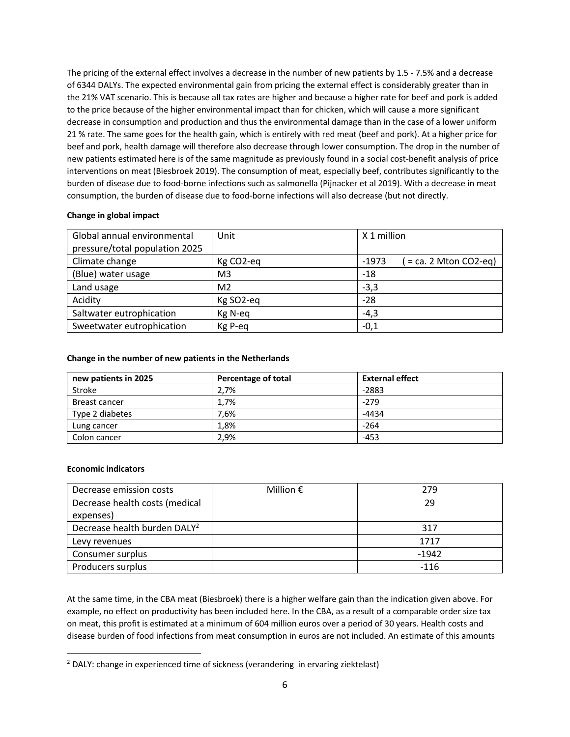The pricing of the external effect involves a decrease in the number of new patients by 1.5 - 7.5% and a decrease of 6344 DALYs. The expected environmental gain from pricing the external effect is considerably greater than in the 21% VAT scenario. This is because all tax rates are higher and because a higher rate for beef and pork is added to the price because of the higher environmental impact than for chicken, which will cause a more significant decrease in consumption and production and thus the environmental damage than in the case of a lower uniform 21 % rate. The same goes for the health gain, which is entirely with red meat (beef and pork). At a higher price for beef and pork, health damage will therefore also decrease through lower consumption. The drop in the number of new patients estimated here is of the same magnitude as previously found in a social cost-benefit analysis of price interventions on meat (Biesbroek 2019). The consumption of meat, especially beef, contributes significantly to the burden of disease due to food-borne infections such as salmonella (Pijnacker et al 2019). With a decrease in meat consumption, the burden of disease due to food-borne infections will also decrease (but not directly.

**Change in global impact**

| Global annual environmental pressure/total population 2025 | Unit | X 1 million |
|---|---|---|
| Climate change | Kg CO2-eq | -1973 ( = ca. 2 Mton CO2-eq) |
| (Blue) water usage | M3 | -18 |
| Land usage | M2 | -3,3 |
| Acidity | Kg SO2-eq | -28 |
| Saltwater eutrophication | Kg N-eq | -4,3 |
| Sweetwater eutrophication | Kg P-eq | -0,1 |

**Change in the number of new patients in the Netherlands**

| new patients in 2025 | Percentage of total | External effect |
|---|---|---|
| Stroke | 2,7% | -2883 |
| Breast cancer | 1,7% | -279 |
| Type 2 diabetes | 7,6% | -4434 |
| Lung cancer | 1,8% | -264 |
| Colon cancer | 2,9% | -453 |

**Economic indicators**

| Decrease emission costs | Million € | 279 |
|---|---|---|
| Decrease health costs (medical expenses) | | 29 |
| Decrease health burden DALY[2] | | 317 |
| Levy revenues | | 1717 |
| Consumer surplus | | -1942 |
| Producers surplus | | -116 |

At the same time, in the CBA meat (Biesbroek) there is a higher welfare gain than the indication given above. For example, no effect on productivity has been included here. In the CBA, as a result of a comparable order size tax on meat, this profit is estimated at a minimum of 604 million euros over a period of 30 years. Health costs and disease burden of food infections from meat consumption in euros are not included. An estimate of this amounts

[2] DALY: change in experienced time of sickness (verandering in ervaring ziektelast)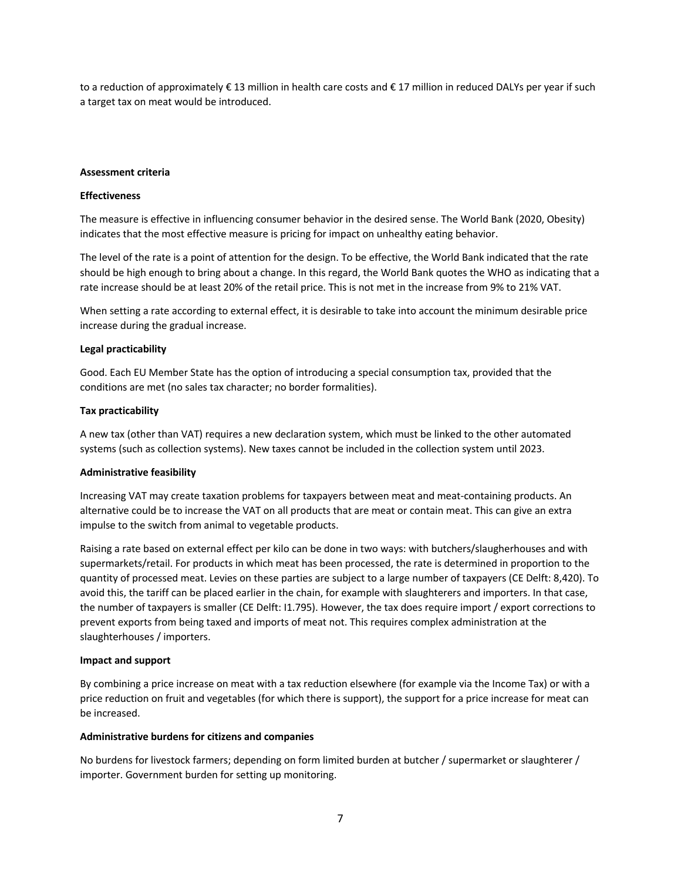to a reduction of approximately € 13 million in health care costs and € 17 million in reduced DALYs per year if such a target tax on meat would be introduced.

**Assessment criteria**

**Effectiveness**

The measure is effective in influencing consumer behavior in the desired sense. The World Bank (2020, Obesity) indicates that the most effective measure is pricing for impact on unhealthy eating behavior.

The level of the rate is a point of attention for the design. To be effective, the World Bank indicated that the rate should be high enough to bring about a change. In this regard, the World Bank quotes the WHO as indicating that a rate increase should be at least 20% of the retail price. This is not met in the increase from 9% to 21% VAT.

When setting a rate according to external effect, it is desirable to take into account the minimum desirable price increase during the gradual increase.

**Legal practicability**

Good. Each EU Member State has the option of introducing a special consumption tax, provided that the conditions are met (no sales tax character; no border formalities).

**Tax practicability**

A new tax (other than VAT) requires a new declaration system, which must be linked to the other automated systems (such as collection systems). New taxes cannot be included in the collection system until 2023.

**Administrative feasibility**

Increasing VAT may create taxation problems for taxpayers between meat and meat-containing products. An alternative could be to increase the VAT on all products that are meat or contain meat. This can give an extra impulse to the switch from animal to vegetable products.

Raising a rate based on external effect per kilo can be done in two ways: with butchers/slaugherhouses and with supermarkets/retail. For products in which meat has been processed, the rate is determined in proportion to the quantity of processed meat. Levies on these parties are subject to a large number of taxpayers (CE Delft: 8,420). To avoid this, the tariff can be placed earlier in the chain, for example with slaughterers and importers. In that case, the number of taxpayers is smaller (CE Delft: I1.795). However, the tax does require import / export corrections to prevent exports from being taxed and imports of meat not. This requires complex administration at the slaughterhouses / importers.

**Impact and support**

By combining a price increase on meat with a tax reduction elsewhere (for example via the Income Tax) or with a price reduction on fruit and vegetables (for which there is support), the support for a price increase for meat can be increased.

**Administrative burdens for citizens and companies**

No burdens for livestock farmers; depending on form limited burden at butcher / supermarket or slaughterer / importer. Government burden for setting up monitoring.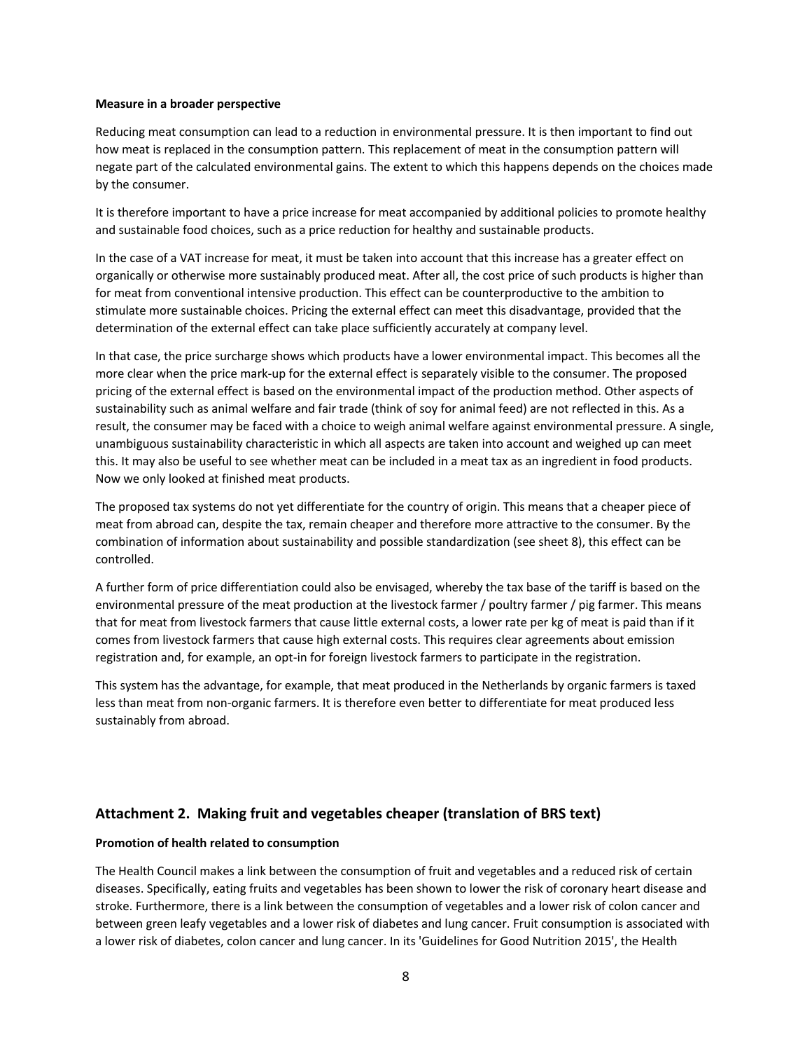**Measure in a broader perspective**

Reducing meat consumption can lead to a reduction in environmental pressure. It is then important to find out how meat is replaced in the consumption pattern. This replacement of meat in the consumption pattern will negate part of the calculated environmental gains. The extent to which this happens depends on the choices made by the consumer.

It is therefore important to have a price increase for meat accompanied by additional policies to promote healthy and sustainable food choices, such as a price reduction for healthy and sustainable products.

In the case of a VAT increase for meat, it must be taken into account that this increase has a greater effect on organically or otherwise more sustainably produced meat. After all, the cost price of such products is higher than for meat from conventional intensive production. This effect can be counterproductive to the ambition to stimulate more sustainable choices. Pricing the external effect can meet this disadvantage, provided that the determination of the external effect can take place sufficiently accurately at company level.

In that case, the price surcharge shows which products have a lower environmental impact. This becomes all the more clear when the price mark-up for the external effect is separately visible to the consumer. The proposed pricing of the external effect is based on the environmental impact of the production method. Other aspects of sustainability such as animal welfare and fair trade (think of soy for animal feed) are not reflected in this. As a result, the consumer may be faced with a choice to weigh animal welfare against environmental pressure. A single, unambiguous sustainability characteristic in which all aspects are taken into account and weighed up can meet this. It may also be useful to see whether meat can be included in a meat tax as an ingredient in food products. Now we only looked at finished meat products.

The proposed tax systems do not yet differentiate for the country of origin. This means that a cheaper piece of meat from abroad can, despite the tax, remain cheaper and therefore more attractive to the consumer. By the combination of information about sustainability and possible standardization (see sheet 8), this effect can be controlled.

A further form of price differentiation could also be envisaged, whereby the tax base of the tariff is based on the environmental pressure of the meat production at the livestock farmer / poultry farmer / pig farmer. This means that for meat from livestock farmers that cause little external costs, a lower rate per kg of meat is paid than if it comes from livestock farmers that cause high external costs. This requires clear agreements about emission registration and, for example, an opt-in for foreign livestock farmers to participate in the registration.

This system has the advantage, for example, that meat produced in the Netherlands by organic farmers is taxed less than meat from non-organic farmers. It is therefore even better to differentiate for meat produced less sustainably from abroad.

## Attachment 2. Making fruit and vegetables cheaper (translation of BRS text)

**Promotion of health related to consumption**

The Health Council makes a link between the consumption of fruit and vegetables and a reduced risk of certain diseases. Specifically, eating fruits and vegetables has been shown to lower the risk of coronary heart disease and stroke. Furthermore, there is a link between the consumption of vegetables and a lower risk of colon cancer and between green leafy vegetables and a lower risk of diabetes and lung cancer. Fruit consumption is associated with a lower risk of diabetes, colon cancer and lung cancer. In its 'Guidelines for Good Nutrition 2015', the Health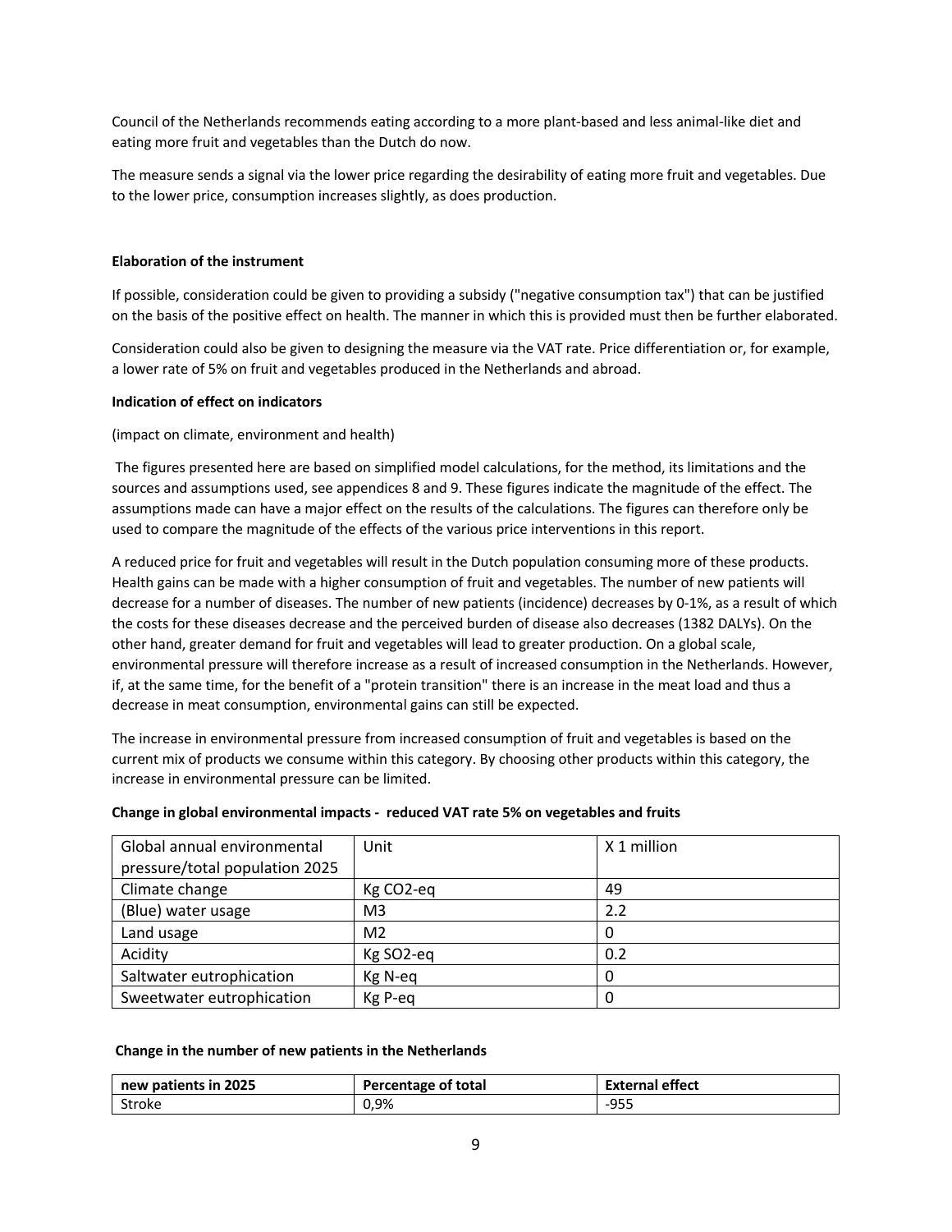Council of the Netherlands recommends eating according to a more plant-based and less animal-like diet and eating more fruit and vegetables than the Dutch do now.

The measure sends a signal via the lower price regarding the desirability of eating more fruit and vegetables. Due to the lower price, consumption increases slightly, as does production.

**Elaboration of the instrument**

If possible, consideration could be given to providing a subsidy ("negative consumption tax") that can be justified on the basis of the positive effect on health. The manner in which this is provided must then be further elaborated.

Consideration could also be given to designing the measure via the VAT rate. Price differentiation or, for example, a lower rate of 5% on fruit and vegetables produced in the Netherlands and abroad.

**Indication of effect on indicators**

(impact on climate, environment and health)

The figures presented here are based on simplified model calculations, for the method, its limitations and the sources and assumptions used, see appendices 8 and 9. These figures indicate the magnitude of the effect. The assumptions made can have a major effect on the results of the calculations. The figures can therefore only be used to compare the magnitude of the effects of the various price interventions in this report.

A reduced price for fruit and vegetables will result in the Dutch population consuming more of these products. Health gains can be made with a higher consumption of fruit and vegetables. The number of new patients will decrease for a number of diseases. The number of new patients (incidence) decreases by 0-1%, as a result of which the costs for these diseases decrease and the perceived burden of disease also decreases (1382 DALYs). On the other hand, greater demand for fruit and vegetables will lead to greater production. On a global scale, environmental pressure will therefore increase as a result of increased consumption in the Netherlands. However, if, at the same time, for the benefit of a "protein transition" there is an increase in the meat load and thus a decrease in meat consumption, environmental gains can still be expected.

The increase in environmental pressure from increased consumption of fruit and vegetables is based on the current mix of products we consume within this category. By choosing other products within this category, the increase in environmental pressure can be limited.

**Change in global environmental impacts - reduced VAT rate 5% on vegetables and fruits**

| Global annual environmental pressure/total population 2025 | Unit | X 1 million |
|---|---|---|
| Climate change | Kg $CO_2$-eq | 49 |
| (Blue) water usage | M3 | 2.2 |
| Land usage | M2 | 0 |
| Acidity | Kg $SO_2$-eq | 0.2 |
| Saltwater eutrophication | Kg N-eq | 0 |
| Sweetwater eutrophication | Kg P-eq | 0 |

**Change in the number of new patients in the Netherlands**

| new patients in 2025 | Percentage of total | External effect |
|---|---|---|
| Stroke | 0,9% | -955 |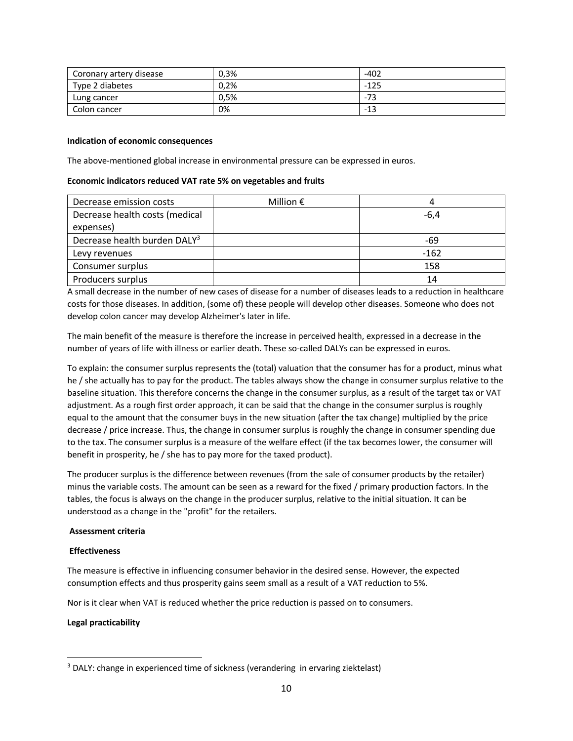| | | |
|---|---|---|
| Coronary artery disease | 0,3% | -402 |
| Type 2 diabetes | 0,2% | -125 |
| Lung cancer | 0,5% | -73 |
| Colon cancer | 0% | -13 |

**Indication of economic consequences**

The above-mentioned global increase in environmental pressure can be expressed in euros.

**Economic indicators reduced VAT rate 5% on vegetables and fruits**

| | | |
|---|---|---|
| Decrease emission costs | Million € | 4 |
| Decrease health costs (medical expenses) | | -6,4 |
| Decrease health burden DALY[3] | | -69 |
| Levy revenues | | -162 |
| Consumer surplus | | 158 |
| Producers surplus | | 14 |

A small decrease in the number of new cases of disease for a number of diseases leads to a reduction in healthcare costs for those diseases. In addition, (some of) these people will develop other diseases. Someone who does not develop colon cancer may develop Alzheimer's later in life.

The main benefit of the measure is therefore the increase in perceived health, expressed in a decrease in the number of years of life with illness or earlier death. These so-called DALYs can be expressed in euros.

To explain: the consumer surplus represents the (total) valuation that the consumer has for a product, minus what he / she actually has to pay for the product. The tables always show the change in consumer surplus relative to the baseline situation. This therefore concerns the change in the consumer surplus, as a result of the target tax or VAT adjustment. As a rough first order approach, it can be said that the change in the consumer surplus is roughly equal to the amount that the consumer buys in the new situation (after the tax change) multiplied by the price decrease / price increase. Thus, the change in consumer surplus is roughly the change in consumer spending due to the tax. The consumer surplus is a measure of the welfare effect (if the tax becomes lower, the consumer will benefit in prosperity, he / she has to pay more for the taxed product).

The producer surplus is the difference between revenues (from the sale of consumer products by the retailer) minus the variable costs. The amount can be seen as a reward for the fixed / primary production factors. In the tables, the focus is always on the change in the producer surplus, relative to the initial situation. It can be understood as a change in the "profit" for the retailers.

**Assessment criteria**

**Effectiveness**

The measure is effective in influencing consumer behavior in the desired sense. However, the expected consumption effects and thus prosperity gains seem small as a result of a VAT reduction to 5%.

Nor is it clear when VAT is reduced whether the price reduction is passed on to consumers.

**Legal practicability**

[3] DALY: change in experienced time of sickness (verandering in ervaring ziektelast)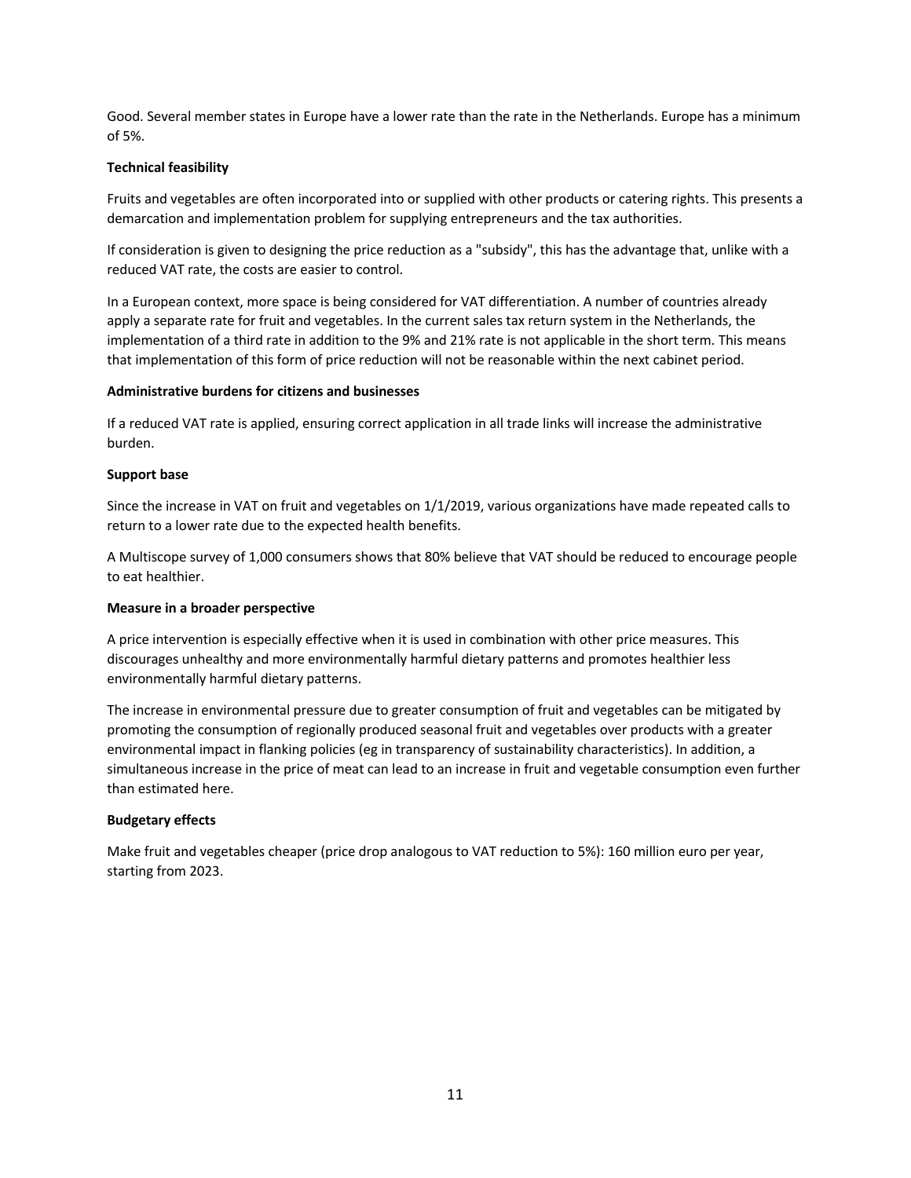Good. Several member states in Europe have a lower rate than the rate in the Netherlands. Europe has a minimum of 5%.

**Technical feasibility**

Fruits and vegetables are often incorporated into or supplied with other products or catering rights. This presents a demarcation and implementation problem for supplying entrepreneurs and the tax authorities.

If consideration is given to designing the price reduction as a "subsidy", this has the advantage that, unlike with a reduced VAT rate, the costs are easier to control.

In a European context, more space is being considered for VAT differentiation. A number of countries already apply a separate rate for fruit and vegetables. In the current sales tax return system in the Netherlands, the implementation of a third rate in addition to the 9% and 21% rate is not applicable in the short term. This means that implementation of this form of price reduction will not be reasonable within the next cabinet period.

**Administrative burdens for citizens and businesses**

If a reduced VAT rate is applied, ensuring correct application in all trade links will increase the administrative burden.

**Support base**

Since the increase in VAT on fruit and vegetables on 1/1/2019, various organizations have made repeated calls to return to a lower rate due to the expected health benefits.

A Multiscope survey of 1,000 consumers shows that 80% believe that VAT should be reduced to encourage people to eat healthier.

**Measure in a broader perspective**

A price intervention is especially effective when it is used in combination with other price measures. This discourages unhealthy and more environmentally harmful dietary patterns and promotes healthier less environmentally harmful dietary patterns.

The increase in environmental pressure due to greater consumption of fruit and vegetables can be mitigated by promoting the consumption of regionally produced seasonal fruit and vegetables over products with a greater environmental impact in flanking policies (eg in transparency of sustainability characteristics). In addition, a simultaneous increase in the price of meat can lead to an increase in fruit and vegetable consumption even further than estimated here.

**Budgetary effects**

Make fruit and vegetables cheaper (price drop analogous to VAT reduction to 5%): 160 million euro per year, starting from 2023.